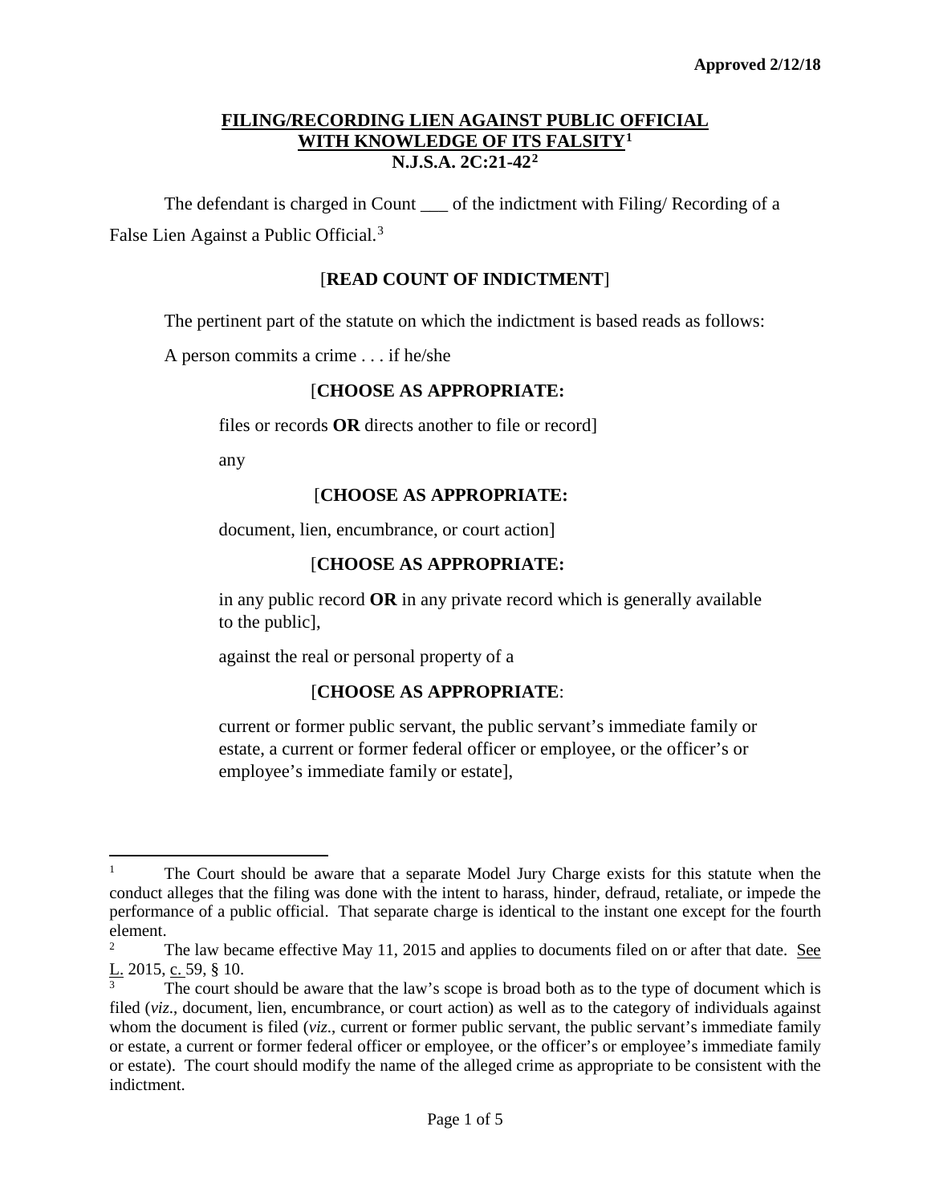Approved 2/12/18

# FILING/RECORDING LIEN AGAINST PUBLIC OFFICIAL WITH KNOWLEDGE OF ITS FALSITY[1]
## N.J.S.A. 2C:21-42[2]

The defendant is charged in Count ___ of the indictment with Filing/ Recording of a False Lien Against a Public Official.[3]

[**READ COUNT OF INDICTMENT**]

The pertinent part of the statute on which the indictment is based reads as follows:

A person commits a crime . . . if he/she

[**CHOOSE AS APPROPRIATE:**

files or records **OR** directs another to file or record]

any

[**CHOOSE AS APPROPRIATE:**

document, lien, encumbrance, or court action]

[**CHOOSE AS APPROPRIATE:**

in any public record **OR** in any private record which is generally available to the public],

against the real or personal property of a

[**CHOOSE AS APPROPRIATE**:

current or former public servant, the public servant's immediate family or estate, a current or former federal officer or employee, or the officer's or employee's immediate family or estate],

---

[1] The Court should be aware that a separate Model Jury Charge exists for this statute when the conduct alleges that the filing was done with the intent to harass, hinder, defraud, retaliate, or impede the performance of a public official. That separate charge is identical to the instant one except for the fourth element.

[2] The law became effective May 11, 2015 and applies to documents filed on or after that date. See L. 2015, c. 59, § 10.

[3] The court should be aware that the law's scope is broad both as to the type of document which is filed (*viz*., document, lien, encumbrance, or court action) as well as to the category of individuals against whom the document is filed (*viz*., current or former public servant, the public servant's immediate family or estate, a current or former federal officer or employee, or the officer's or employee's immediate family or estate). The court should modify the name of the alleged crime as appropriate to be consistent with the indictment.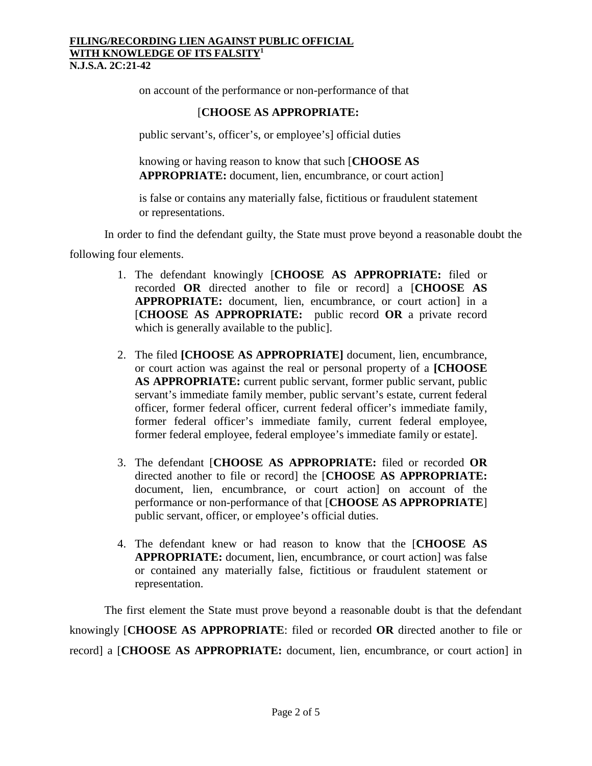on account of the performance or non-performance of that

[**CHOOSE AS APPROPRIATE:**

public servant's, officer's, or employee's] official duties

knowing or having reason to know that such [**CHOOSE AS APPROPRIATE:** document, lien, encumbrance, or court action]

is false or contains any materially false, fictitious or fraudulent statement or representations.

In order to find the defendant guilty, the State must prove beyond a reasonable doubt the following four elements.

1. The defendant knowingly [**CHOOSE AS APPROPRIATE:** filed or recorded **OR** directed another to file or record] a [**CHOOSE AS APPROPRIATE:** document, lien, encumbrance, or court action] in a [**CHOOSE AS APPROPRIATE:** public record **OR** a private record which is generally available to the public].

2. The filed **[CHOOSE AS APPROPRIATE]** document, lien, encumbrance, or court action was against the real or personal property of a **[CHOOSE AS APPROPRIATE:** current public servant, former public servant, public servant's immediate family member, public servant's estate, current federal officer, former federal officer, current federal officer's immediate family, former federal officer's immediate family, current federal employee, former federal employee, federal employee's immediate family or estate].

3. The defendant [**CHOOSE AS APPROPRIATE:** filed or recorded **OR** directed another to file or record] the [**CHOOSE AS APPROPRIATE:** document, lien, encumbrance, or court action] on account of the performance or non-performance of that [**CHOOSE AS APPROPRIATE**] public servant, officer, or employee's official duties.

4. The defendant knew or had reason to know that the [**CHOOSE AS APPROPRIATE:** document, lien, encumbrance, or court action] was false or contained any materially false, fictitious or fraudulent statement or representation.

The first element the State must prove beyond a reasonable doubt is that the defendant knowingly [**CHOOSE AS APPROPRIATE**: filed or recorded **OR** directed another to file or record] a [**CHOOSE AS APPROPRIATE:** document, lien, encumbrance, or court action] in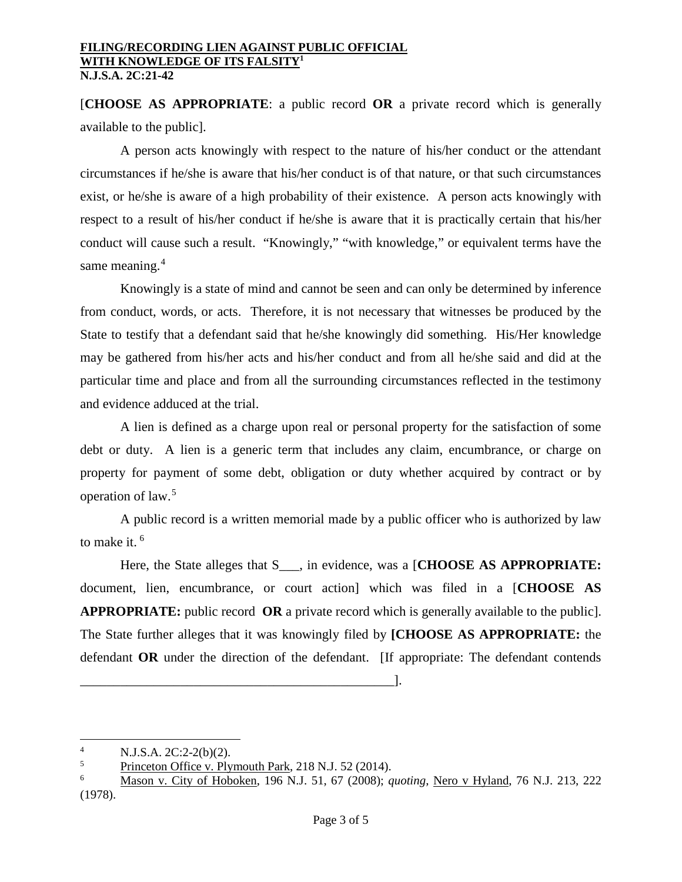[**CHOOSE AS APPROPRIATE**: a public record **OR** a private record which is generally available to the public].

A person acts knowingly with respect to the nature of his/her conduct or the attendant circumstances if he/she is aware that his/her conduct is of that nature, or that such circumstances exist, or he/she is aware of a high probability of their existence. A person acts knowingly with respect to a result of his/her conduct if he/she is aware that it is practically certain that his/her conduct will cause such a result. "Knowingly," "with knowledge," or equivalent terms have the same meaning.[4]

Knowingly is a state of mind and cannot be seen and can only be determined by inference from conduct, words, or acts. Therefore, it is not necessary that witnesses be produced by the State to testify that a defendant said that he/she knowingly did something. His/Her knowledge may be gathered from his/her acts and his/her conduct and from all he/she said and did at the particular time and place and from all the surrounding circumstances reflected in the testimony and evidence adduced at the trial.

A lien is defined as a charge upon real or personal property for the satisfaction of some debt or duty. A lien is a generic term that includes any claim, encumbrance, or charge on property for payment of some debt, obligation or duty whether acquired by contract or by operation of law.[5]

A public record is a written memorial made by a public officer who is authorized by law to make it.[6]

Here, the State alleges that S___, in evidence, was a [**CHOOSE AS APPROPRIATE:** document, lien, encumbrance, or court action] which was filed in a [**CHOOSE AS APPROPRIATE:** public record **OR** a private record which is generally available to the public]. The State further alleges that it was knowingly filed by **[CHOOSE AS APPROPRIATE:** the defendant **OR** under the direction of the defendant. [If appropriate: The defendant contends ________________________________________________].

---

[4] N.J.S.A. 2C:2-2(b)(2).

[5] Princeton Office v. Plymouth Park, 218 N.J. 52 (2014).

[6] Mason v. City of Hoboken, 196 N.J. 51, 67 (2008); *quoting*, Nero v Hyland, 76 N.J. 213, 222 (1978).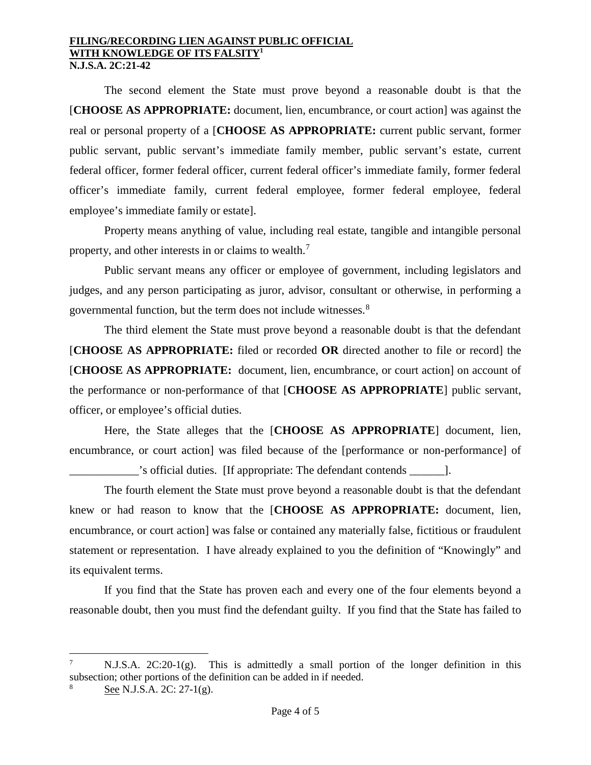The second element the State must prove beyond a reasonable doubt is that the [**CHOOSE AS APPROPRIATE:** document, lien, encumbrance, or court action] was against the real or personal property of a [**CHOOSE AS APPROPRIATE:** current public servant, former public servant, public servant's immediate family member, public servant's estate, current federal officer, former federal officer, current federal officer's immediate family, former federal officer's immediate family, current federal employee, former federal employee, federal employee's immediate family or estate].

Property means anything of value, including real estate, tangible and intangible personal property, and other interests in or claims to wealth.[7]

Public servant means any officer or employee of government, including legislators and judges, and any person participating as juror, advisor, consultant or otherwise, in performing a governmental function, but the term does not include witnesses.[8]

The third element the State must prove beyond a reasonable doubt is that the defendant [**CHOOSE AS APPROPRIATE:** filed or recorded **OR** directed another to file or record] the [**CHOOSE AS APPROPRIATE:** document, lien, encumbrance, or court action] on account of the performance or non-performance of that [**CHOOSE AS APPROPRIATE**] public servant, officer, or employee's official duties.

Here, the State alleges that the [**CHOOSE AS APPROPRIATE**] document, lien, encumbrance, or court action] was filed because of the [performance or non-performance] of ____________'s official duties. [If appropriate: The defendant contends ______].

The fourth element the State must prove beyond a reasonable doubt is that the defendant knew or had reason to know that the [**CHOOSE AS APPROPRIATE:** document, lien, encumbrance, or court action] was false or contained any materially false, fictitious or fraudulent statement or representation. I have already explained to you the definition of "Knowingly" and its equivalent terms.

If you find that the State has proven each and every one of the four elements beyond a reasonable doubt, then you must find the defendant guilty. If you find that the State has failed to

---

[7] N.J.S.A. 2C:20-1(g). This is admittedly a small portion of the longer definition in this subsection; other portions of the definition can be added in if needed.

[8] See N.J.S.A. 2C: 27-1(g).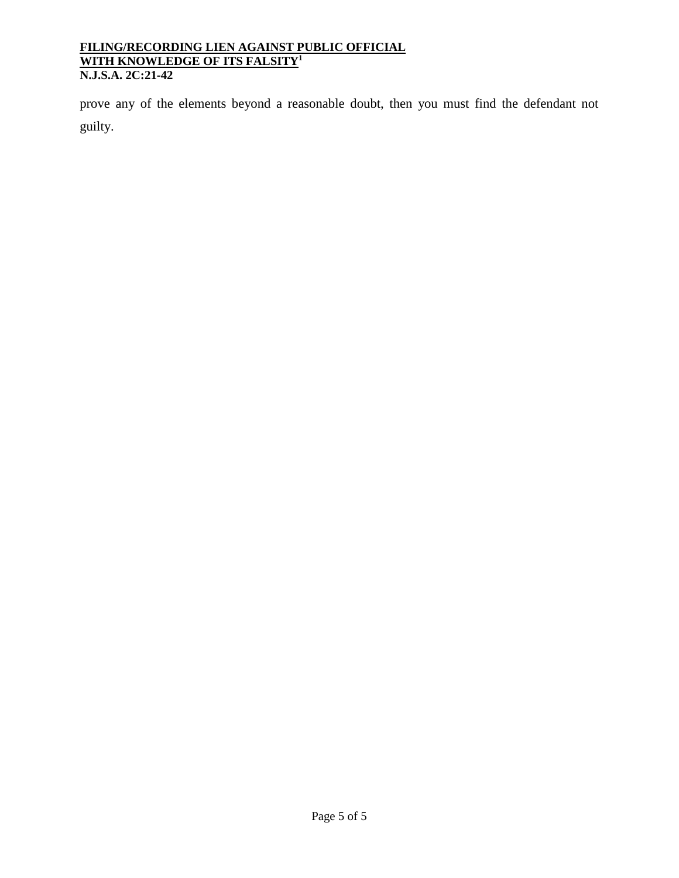prove any of the elements beyond a reasonable doubt, then you must find the defendant not guilty.